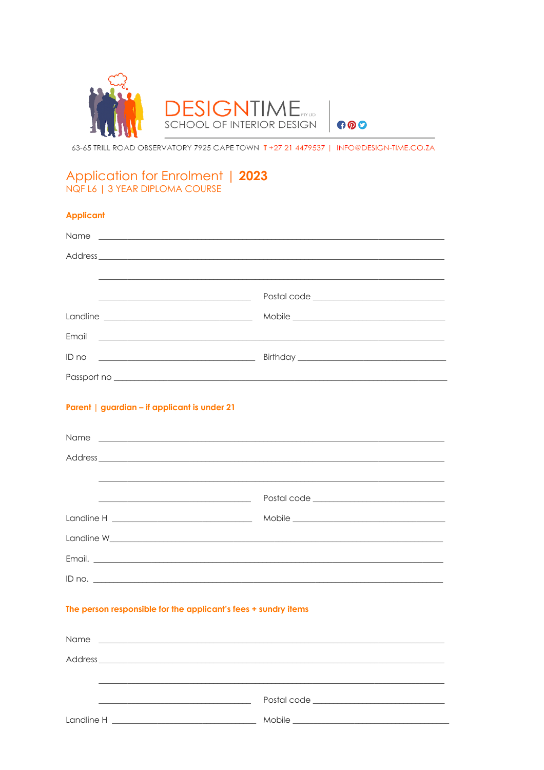DESIGNTIME PTY LTD
SCHOOL OF INTERIOR DESIGN

63-65 TRILL ROAD OBSERVATORY 7925 CAPE TOWN  T +27 21 4479537 | INFO@DESIGN-TIME.CO.ZA

# Application for Enrolment | **2023**

NQF L6 | 3 YEAR DIPLOMA COURSE

## Applicant

Name ______________________________________________

Address ______________________________________________

______________________________________________

______________________ Postal code ______________________

Landline ______________________ Mobile ______________________

Email ______________________________________________

ID no ______________________ Birthday ______________________

Passport no ______________________________________________

## Parent | guardian – if applicant is under 21

Name ______________________________________________

Address ______________________________________________

______________________________________________

______________________ Postal code ______________________

Landline H ______________________ Mobile ______________________

Landline W______________________________________________

Email. ______________________________________________

ID no. ______________________________________________

## The person responsible for the applicant's fees + sundry items

Name ______________________________________________

Address ______________________________________________

______________________________________________

______________________ Postal code ______________________

Landline H ______________________ Mobile ______________________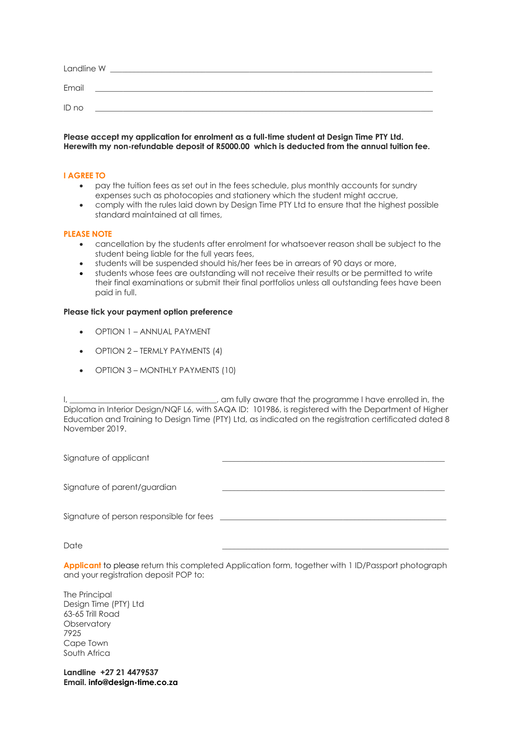Landline W ___________________________________________________________________________

Email ______________________________________________________________________________

ID no ______________________________________________________________________________

**Please accept my application for enrolment as a full-time student at Design Time PTY Ltd.**
**Herewith my non-refundable deposit of R5000.00 which is deducted from the annual tuition fee.**

**I AGREE TO**

- pay the tuition fees as set out in the fees schedule, plus monthly accounts for sundry expenses such as photocopies and stationery which the student might accrue,
- comply with the rules laid down by Design Time PTY Ltd to ensure that the highest possible standard maintained at all times,

**PLEASE NOTE**

- cancellation by the students after enrolment for whatsoever reason shall be subject to the student being liable for the full years fees,
- students will be suspended should his/her fees be in arrears of 90 days or more,
- students whose fees are outstanding will not receive their results or be permitted to write their final examinations or submit their final portfolios unless all outstanding fees have been paid in full.

**Please tick your payment option preference**

- OPTION 1 – ANNUAL PAYMENT
- OPTION 2 – TERMLY PAYMENTS (4)
- OPTION 3 – MONTHLY PAYMENTS (10)

I, ____________________________________, am fully aware that the programme I have enrolled in, the Diploma in Interior Design/NQF L6, with SAQA ID: 101986, is registered with the Department of Higher Education and Training to Design Time (PTY) Ltd, as indicated on the registration certificated dated 8 November 2019.

Signature of applicant ______________________________________________________

Signature of parent/guardian ______________________________________________________

Signature of person responsible for fees ______________________________________________________

Date ______________________________________________________

Applicant to please return this completed Application form, together with 1 ID/Passport photograph and your registration deposit POP to:

The Principal
Design Time (PTY) Ltd
63-65 Trill Road
Observatory
7925
Cape Town
South Africa

**Landline +27 21 4479537**
**Email. info@design-time.co.za**